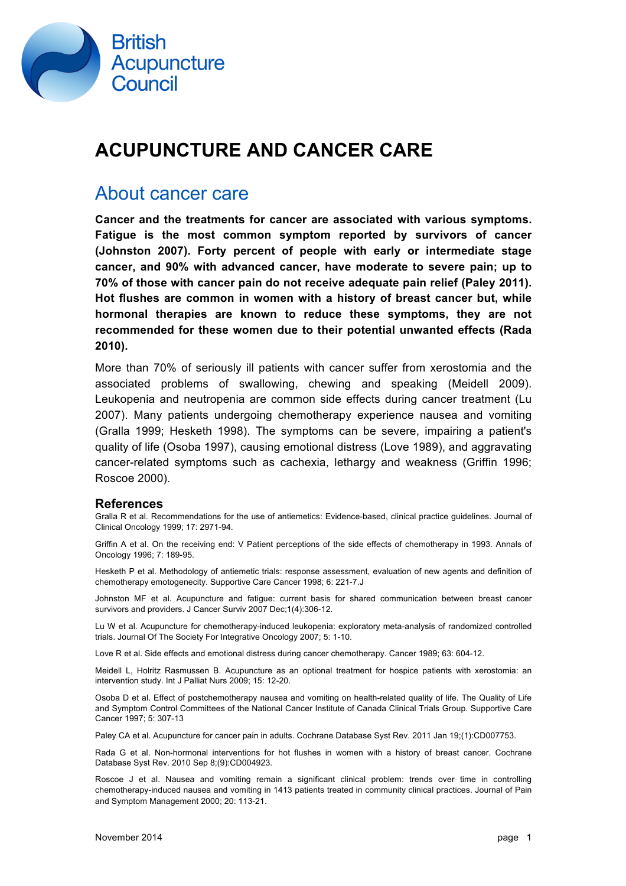British Acupuncture Council

# ACUPUNCTURE AND CANCER CARE

## About cancer care

**Cancer and the treatments for cancer are associated with various symptoms. Fatigue is the most common symptom reported by survivors of cancer (Johnston 2007). Forty percent of people with early or intermediate stage cancer, and 90% with advanced cancer, have moderate to severe pain; up to 70% of those with cancer pain do not receive adequate pain relief (Paley 2011). Hot flushes are common in women with a history of breast cancer but, while hormonal therapies are known to reduce these symptoms, they are not recommended for these women due to their potential unwanted effects (Rada 2010).**

More than 70% of seriously ill patients with cancer suffer from xerostomia and the associated problems of swallowing, chewing and speaking (Meidell 2009). Leukopenia and neutropenia are common side effects during cancer treatment (Lu 2007). Many patients undergoing chemotherapy experience nausea and vomiting (Gralla 1999; Hesketh 1998). The symptoms can be severe, impairing a patient's quality of life (Osoba 1997), causing emotional distress (Love 1989), and aggravating cancer-related symptoms such as cachexia, lethargy and weakness (Griffin 1996; Roscoe 2000).

### References

Gralla R et al. Recommendations for the use of antiemetics: Evidence-based, clinical practice guidelines. Journal of Clinical Oncology 1999; 17: 2971-94.

Griffin A et al. On the receiving end: V Patient perceptions of the side effects of chemotherapy in 1993. Annals of Oncology 1996; 7: 189-95.

Hesketh P et al. Methodology of antiemetic trials: response assessment, evaluation of new agents and definition of chemotherapy emotogenecity. Supportive Care Cancer 1998; 6: 221-7.J

Johnston MF et al. Acupuncture and fatigue: current basis for shared communication between breast cancer survivors and providers. J Cancer Surviv 2007 Dec;1(4):306-12.

Lu W et al. Acupuncture for chemotherapy-induced leukopenia: exploratory meta-analysis of randomized controlled trials. Journal Of The Society For Integrative Oncology 2007; 5: 1-10.

Love R et al. Side effects and emotional distress during cancer chemotherapy. Cancer 1989; 63: 604-12.

Meidell L, Holritz Rasmussen B. Acupuncture as an optional treatment for hospice patients with xerostomia: an intervention study. Int J Palliat Nurs 2009; 15: 12-20.

Osoba D et al. Effect of postchemotherapy nausea and vomiting on health-related quality of life. The Quality of Life and Symptom Control Committees of the National Cancer Institute of Canada Clinical Trials Group. Supportive Care Cancer 1997; 5: 307-13

Paley CA et al. Acupuncture for cancer pain in adults. Cochrane Database Syst Rev. 2011 Jan 19;(1):CD007753.

Rada G et al. Non-hormonal interventions for hot flushes in women with a history of breast cancer. Cochrane Database Syst Rev. 2010 Sep 8;(9):CD004923.

Roscoe J et al. Nausea and vomiting remain a significant clinical problem: trends over time in controlling chemotherapy-induced nausea and vomiting in 1413 patients treated in community clinical practices. Journal of Pain and Symptom Management 2000; 20: 113-21.

November 2014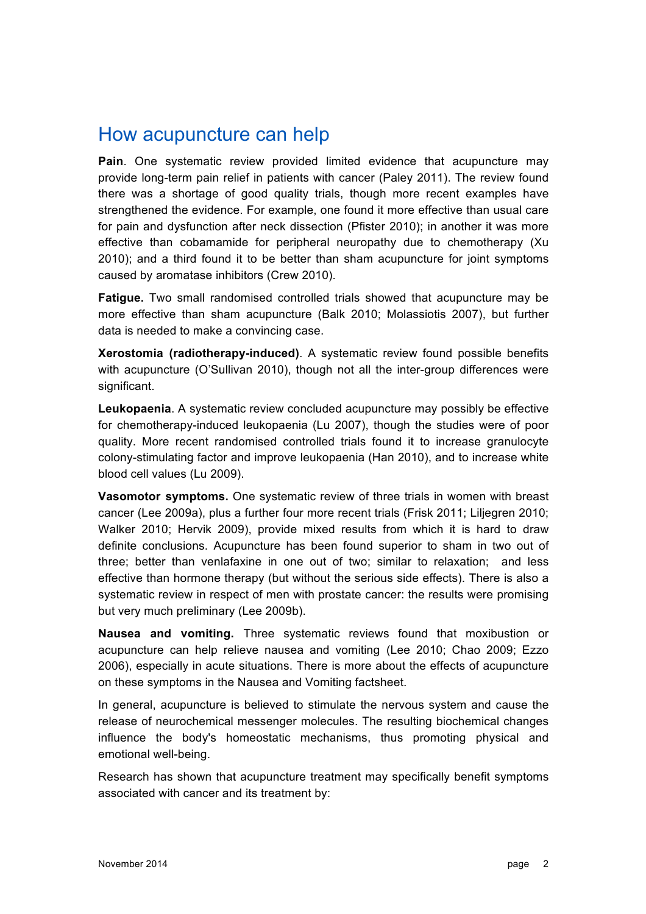## How acupuncture can help

**Pain**. One systematic review provided limited evidence that acupuncture may provide long-term pain relief in patients with cancer (Paley 2011). The review found there was a shortage of good quality trials, though more recent examples have strengthened the evidence. For example, one found it more effective than usual care for pain and dysfunction after neck dissection (Pfister 2010); in another it was more effective than cobamamide for peripheral neuropathy due to chemotherapy (Xu 2010); and a third found it to be better than sham acupuncture for joint symptoms caused by aromatase inhibitors (Crew 2010).

**Fatigue.** Two small randomised controlled trials showed that acupuncture may be more effective than sham acupuncture (Balk 2010; Molassiotis 2007), but further data is needed to make a convincing case.

**Xerostomia (radiotherapy-induced)**. A systematic review found possible benefits with acupuncture (O'Sullivan 2010), though not all the inter-group differences were significant.

**Leukopaenia**. A systematic review concluded acupuncture may possibly be effective for chemotherapy-induced leukopaenia (Lu 2007), though the studies were of poor quality. More recent randomised controlled trials found it to increase granulocyte colony-stimulating factor and improve leukopaenia (Han 2010), and to increase white blood cell values (Lu 2009).

**Vasomotor symptoms.** One systematic review of three trials in women with breast cancer (Lee 2009a), plus a further four more recent trials (Frisk 2011; Liljegren 2010; Walker 2010; Hervik 2009), provide mixed results from which it is hard to draw definite conclusions. Acupuncture has been found superior to sham in two out of three; better than venlafaxine in one out of two; similar to relaxation; and less effective than hormone therapy (but without the serious side effects). There is also a systematic review in respect of men with prostate cancer: the results were promising but very much preliminary (Lee 2009b).

**Nausea and vomiting.** Three systematic reviews found that moxibustion or acupuncture can help relieve nausea and vomiting (Lee 2010; Chao 2009; Ezzo 2006), especially in acute situations. There is more about the effects of acupuncture on these symptoms in the Nausea and Vomiting factsheet.

In general, acupuncture is believed to stimulate the nervous system and cause the release of neurochemical messenger molecules. The resulting biochemical changes influence the body's homeostatic mechanisms, thus promoting physical and emotional well-being.

Research has shown that acupuncture treatment may specifically benefit symptoms associated with cancer and its treatment by: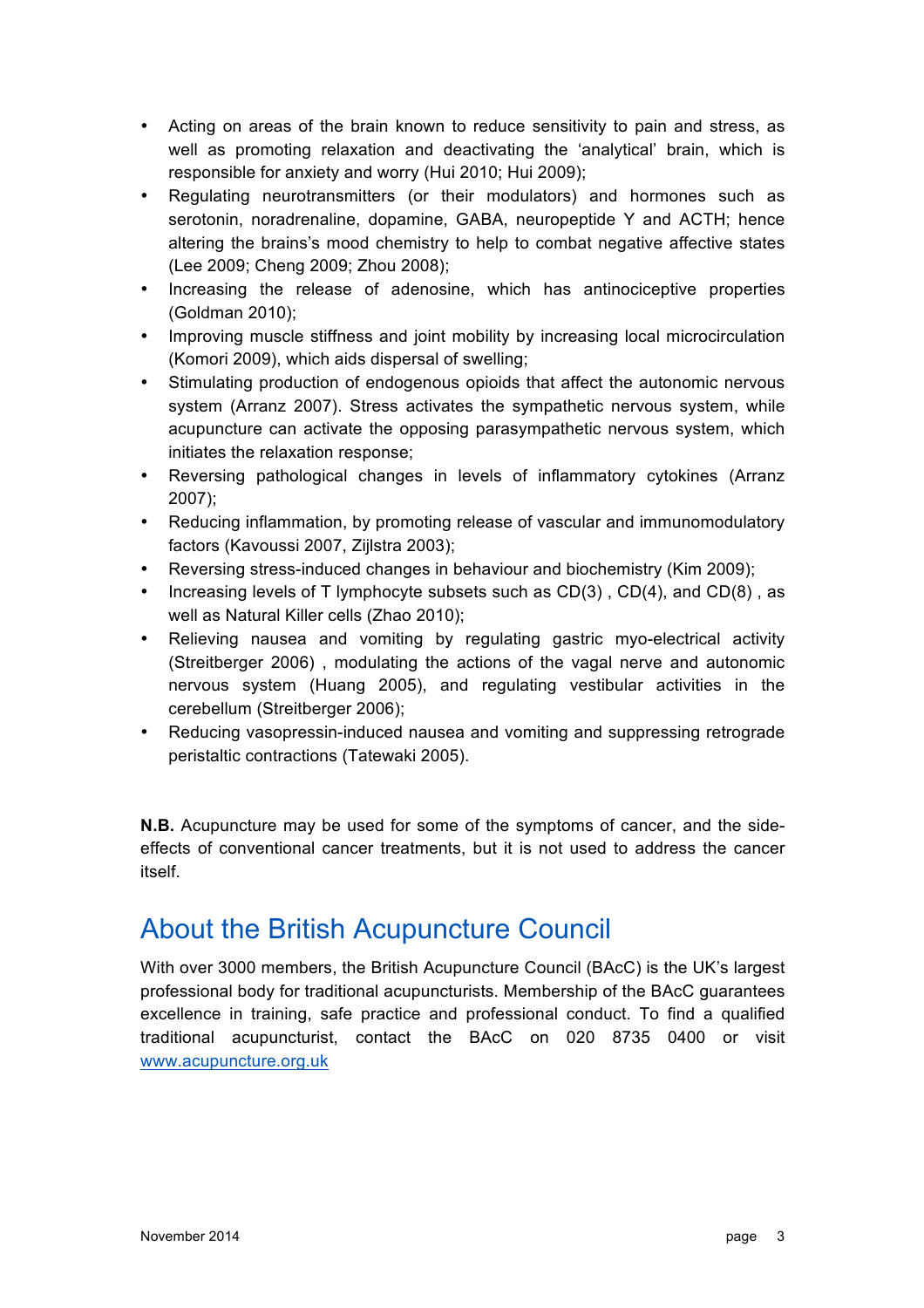- Acting on areas of the brain known to reduce sensitivity to pain and stress, as well as promoting relaxation and deactivating the 'analytical' brain, which is responsible for anxiety and worry (Hui 2010; Hui 2009);
- Regulating neurotransmitters (or their modulators) and hormones such as serotonin, noradrenaline, dopamine, GABA, neuropeptide Y and ACTH; hence altering the brains's mood chemistry to help to combat negative affective states (Lee 2009; Cheng 2009; Zhou 2008);
- Increasing the release of adenosine, which has antinociceptive properties (Goldman 2010);
- Improving muscle stiffness and joint mobility by increasing local microcirculation (Komori 2009), which aids dispersal of swelling;
- Stimulating production of endogenous opioids that affect the autonomic nervous system (Arranz 2007). Stress activates the sympathetic nervous system, while acupuncture can activate the opposing parasympathetic nervous system, which initiates the relaxation response;
- Reversing pathological changes in levels of inflammatory cytokines (Arranz 2007);
- Reducing inflammation, by promoting release of vascular and immunomodulatory factors (Kavoussi 2007, Zijlstra 2003);
- Reversing stress-induced changes in behaviour and biochemistry (Kim 2009);
- Increasing levels of T lymphocyte subsets such as CD(3) , CD(4), and CD(8) , as well as Natural Killer cells (Zhao 2010);
- Relieving nausea and vomiting by regulating gastric myo-electrical activity (Streitberger 2006) , modulating the actions of the vagal nerve and autonomic nervous system (Huang 2005), and regulating vestibular activities in the cerebellum (Streitberger 2006);
- Reducing vasopressin-induced nausea and vomiting and suppressing retrograde peristaltic contractions (Tatewaki 2005).

**N.B.** Acupuncture may be used for some of the symptoms of cancer, and the side-effects of conventional cancer treatments, but it is not used to address the cancer itself.

## About the British Acupuncture Council

With over 3000 members, the British Acupuncture Council (BAcC) is the UK's largest professional body for traditional acupuncturists. Membership of the BAcC guarantees excellence in training, safe practice and professional conduct. To find a qualified traditional acupuncturist, contact the BAcC on 020 8735 0400 or visit www.acupuncture.org.uk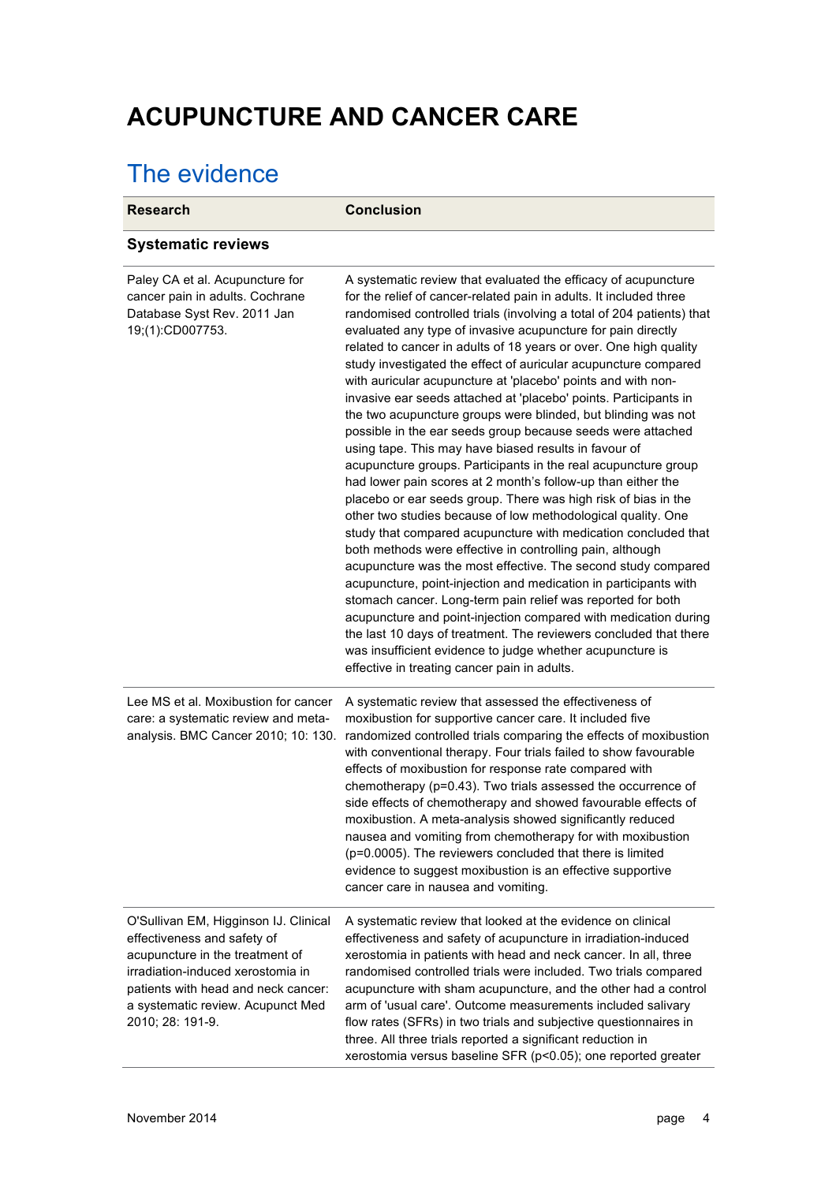# ACUPUNCTURE AND CANCER CARE

## The evidence

| Research | Conclusion |
|---|---|
| **Systematic reviews** | |
| Paley CA et al. Acupuncture for cancer pain in adults. Cochrane Database Syst Rev. 2011 Jan 19;(1):CD007753. | A systematic review that evaluated the efficacy of acupuncture for the relief of cancer-related pain in adults. It included three randomised controlled trials (involving a total of 204 patients) that evaluated any type of invasive acupuncture for pain directly related to cancer in adults of 18 years or over. One high quality study investigated the effect of auricular acupuncture compared with auricular acupuncture at 'placebo' points and with non-invasive ear seeds attached at 'placebo' points. Participants in the two acupuncture groups were blinded, but blinding was not possible in the ear seeds group because seeds were attached using tape. This may have biased results in favour of acupuncture groups. Participants in the real acupuncture group had lower pain scores at 2 month's follow-up than either the placebo or ear seeds group. There was high risk of bias in the other two studies because of low methodological quality. One study that compared acupuncture with medication concluded that both methods were effective in controlling pain, although acupuncture was the most effective. The second study compared acupuncture, point-injection and medication in participants with stomach cancer. Long-term pain relief was reported for both acupuncture and point-injection compared with medication during the last 10 days of treatment. The reviewers concluded that there was insufficient evidence to judge whether acupuncture is effective in treating cancer pain in adults. |
| Lee MS et al. Moxibustion for cancer care: a systematic review and meta-analysis. BMC Cancer 2010; 10: 130. | A systematic review that assessed the effectiveness of moxibustion for supportive cancer care. It included five randomized controlled trials comparing the effects of moxibustion with conventional therapy. Four trials failed to show favourable effects of moxibustion for response rate compared with chemotherapy ($p=0.43$). Two trials assessed the occurrence of side effects of chemotherapy and showed favourable effects of moxibustion. A meta-analysis showed significantly reduced nausea and vomiting from chemotherapy for with moxibustion ($p=0.0005$). The reviewers concluded that there is limited evidence to suggest moxibustion is an effective supportive cancer care in nausea and vomiting. |
| O'Sullivan EM, Higginson IJ. Clinical effectiveness and safety of acupuncture in the treatment of irradiation-induced xerostomia in patients with head and neck cancer: a systematic review. Acupunct Med 2010; 28: 191-9. | A systematic review that looked at the evidence on clinical effectiveness and safety of acupuncture in irradiation-induced xerostomia in patients with head and neck cancer. In all, three randomised controlled trials were included. Two trials compared acupuncture with sham acupuncture, and the other had a control arm of 'usual care'. Outcome measurements included salivary flow rates (SFRs) in two trials and subjective questionnaires in three. All three trials reported a significant reduction in xerostomia versus baseline SFR ($p<0.05$); one reported greater |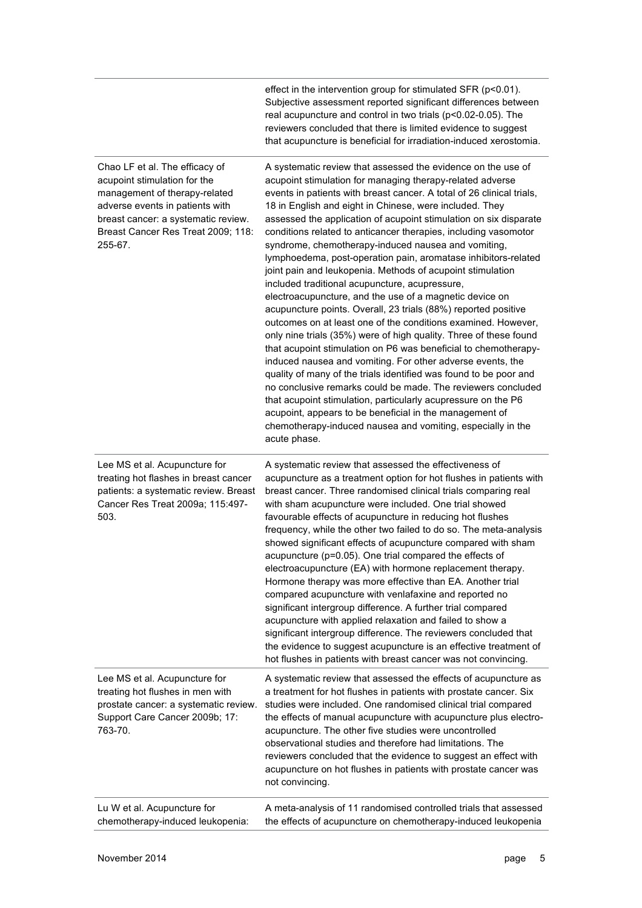| | |
|---|---|
| | effect in the intervention group for stimulated SFR (p<0.01). Subjective assessment reported significant differences between real acupuncture and control in two trials (p<0.02-0.05). The reviewers concluded that there is limited evidence to suggest that acupuncture is beneficial for irradiation-induced xerostomia. |
| Chao LF et al. The efficacy of acupoint stimulation for the management of therapy-related adverse events in patients with breast cancer: a systematic review. Breast Cancer Res Treat 2009; 118: 255-67. | A systematic review that assessed the evidence on the use of acupoint stimulation for managing therapy-related adverse events in patients with breast cancer. A total of 26 clinical trials, 18 in English and eight in Chinese, were included. They assessed the application of acupoint stimulation on six disparate conditions related to anticancer therapies, including vasomotor syndrome, chemotherapy-induced nausea and vomiting, lymphoedema, post-operation pain, aromatase inhibitors-related joint pain and leukopenia. Methods of acupoint stimulation included traditional acupuncture, acupressure, electroacupuncture, and the use of a magnetic device on acupuncture points. Overall, 23 trials (88%) reported positive outcomes on at least one of the conditions examined. However, only nine trials (35%) were of high quality. Three of these found that acupoint stimulation on P6 was beneficial to chemotherapy-induced nausea and vomiting. For other adverse events, the quality of many of the trials identified was found to be poor and no conclusive remarks could be made. The reviewers concluded that acupoint stimulation, particularly acupressure on the P6 acupoint, appears to be beneficial in the management of chemotherapy-induced nausea and vomiting, especially in the acute phase. |
| Lee MS et al. Acupuncture for treating hot flashes in breast cancer patients: a systematic review. Breast Cancer Res Treat 2009a; 115:497-503. | A systematic review that assessed the effectiveness of acupuncture as a treatment option for hot flushes in patients with breast cancer. Three randomised clinical trials comparing real with sham acupuncture were included. One trial showed favourable effects of acupuncture in reducing hot flushes frequency, while the other two failed to do so. The meta-analysis showed significant effects of acupuncture compared with sham acupuncture (p=0.05). One trial compared the effects of electroacupuncture (EA) with hormone replacement therapy. Hormone therapy was more effective than EA. Another trial compared acupuncture with venlafaxine and reported no significant intergroup difference. A further trial compared acupuncture with applied relaxation and failed to show a significant intergroup difference. The reviewers concluded that the evidence to suggest acupuncture is an effective treatment of hot flushes in patients with breast cancer was not convincing. |
| Lee MS et al. Acupuncture for treating hot flushes in men with prostate cancer: a systematic review. Support Care Cancer 2009b; 17: 763-70. | A systematic review that assessed the effects of acupuncture as a treatment for hot flushes in patients with prostate cancer. Six studies were included. One randomised clinical trial compared the effects of manual acupuncture with acupuncture plus electro-acupuncture. The other five studies were uncontrolled observational studies and therefore had limitations. The reviewers concluded that the evidence to suggest an effect with acupuncture on hot flushes in patients with prostate cancer was not convincing. |
| Lu W et al. Acupuncture for chemotherapy-induced leukopenia: | A meta-analysis of 11 randomised controlled trials that assessed the effects of acupuncture on chemotherapy-induced leukopenia |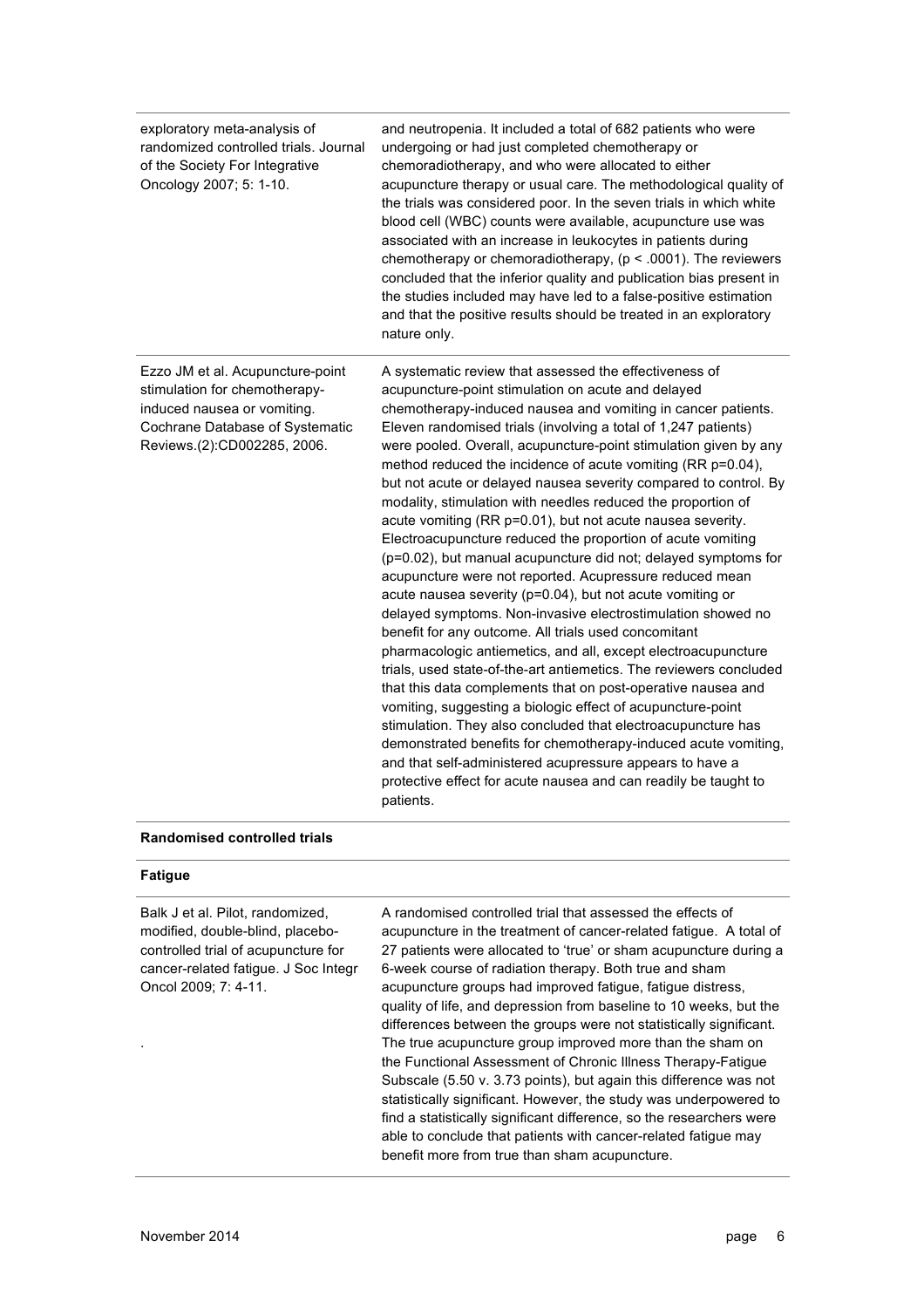| | |
|---|---|
| exploratory meta-analysis of randomized controlled trials. Journal of the Society For Integrative Oncology 2007; 5: 1-10. | and neutropenia. It included a total of 682 patients who were undergoing or had just completed chemotherapy or chemoradiotherapy, and who were allocated to either acupuncture therapy or usual care. The methodological quality of the trials was considered poor. In the seven trials in which white blood cell (WBC) counts were available, acupuncture use was associated with an increase in leukocytes in patients during chemotherapy or chemoradiotherapy, ($p < .0001$). The reviewers concluded that the inferior quality and publication bias present in the studies included may have led to a false-positive estimation and that the positive results should be treated in an exploratory nature only. |
| Ezzo JM et al. Acupuncture-point stimulation for chemotherapy-induced nausea or vomiting. Cochrane Database of Systematic Reviews.(2):CD002285, 2006. | A systematic review that assessed the effectiveness of acupuncture-point stimulation on acute and delayed chemotherapy-induced nausea and vomiting in cancer patients. Eleven randomised trials (involving a total of 1,247 patients) were pooled. Overall, acupuncture-point stimulation given by any method reduced the incidence of acute vomiting (RR $p=0.04$), but not acute or delayed nausea severity compared to control. By modality, stimulation with needles reduced the proportion of acute vomiting (RR $p=0.01$), but not acute nausea severity. Electroacupuncture reduced the proportion of acute vomiting ($p=0.02$), but manual acupuncture did not; delayed symptoms for acupuncture were not reported. Acupressure reduced mean acute nausea severity ($p=0.04$), but not acute vomiting or delayed symptoms. Non-invasive electrostimulation showed no benefit for any outcome. All trials used concomitant pharmacologic antiemetics, and all, except electroacupuncture trials, used state-of-the-art antiemetics. The reviewers concluded that this data complements that on post-operative nausea and vomiting, suggesting a biologic effect of acupuncture-point stimulation. They also concluded that electroacupuncture has demonstrated benefits for chemotherapy-induced acute vomiting, and that self-administered acupressure appears to have a protective effect for acute nausea and can readily be taught to patients. |

**Randomised controlled trials**

**Fatigue**

| | |
|---|---|
| Balk J et al. Pilot, randomized, modified, double-blind, placebo-controlled trial of acupuncture for cancer-related fatigue. J Soc Integr Oncol 2009; 7: 4-11. <br><br> . | A randomised controlled trial that assessed the effects of acupuncture in the treatment of cancer-related fatigue. A total of 27 patients were allocated to 'true' or sham acupuncture during a 6-week course of radiation therapy. Both true and sham acupuncture groups had improved fatigue, fatigue distress, quality of life, and depression from baseline to 10 weeks, but the differences between the groups were not statistically significant. The true acupuncture group improved more than the sham on the Functional Assessment of Chronic Illness Therapy-Fatigue Subscale (5.50 v. 3.73 points), but again this difference was not statistically significant. However, the study was underpowered to find a statistically significant difference, so the researchers were able to conclude that patients with cancer-related fatigue may benefit more from true than sham acupuncture. |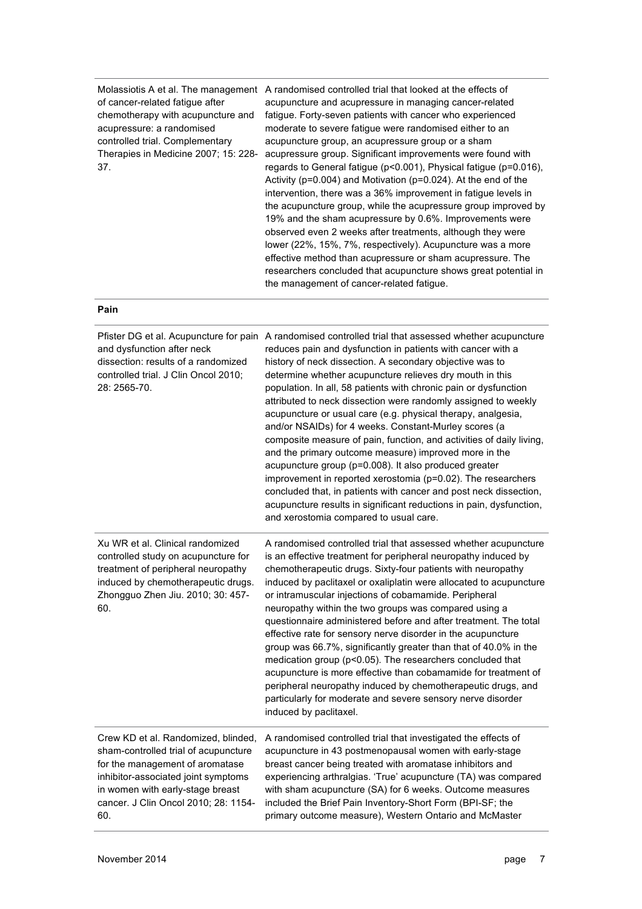| | |
|---|---|
| Molassiotis A et al. The management of cancer-related fatigue after chemotherapy with acupuncture and acupressure: a randomised controlled trial. Complementary Therapies in Medicine 2007; 15: 228-37. | A randomised controlled trial that looked at the effects of acupuncture and acupressure in managing cancer-related fatigue. Forty-seven patients with cancer who experienced moderate to severe fatigue were randomised either to an acupuncture group, an acupressure group or a sham acupressure group. Significant improvements were found with regards to General fatigue ($p<0.001$), Physical fatigue ($p=0.016$), Activity ($p=0.004$) and Motivation ($p=0.024$). At the end of the intervention, there was a 36% improvement in fatigue levels in the acupuncture group, while the acupressure group improved by 19% and the sham acupressure by 0.6%. Improvements were observed even 2 weeks after treatments, although they were lower (22%, 15%, 7%, respectively). Acupuncture was a more effective method than acupressure or sham acupressure. The researchers concluded that acupuncture shows great potential in the management of cancer-related fatigue. |
| **Pain** | |
| Pfister DG et al. Acupuncture for pain and dysfunction after neck dissection: results of a randomized controlled trial. J Clin Oncol 2010; 28: 2565-70. | A randomised controlled trial that assessed whether acupuncture reduces pain and dysfunction in patients with cancer with a history of neck dissection. A secondary objective was to determine whether acupuncture relieves dry mouth in this population. In all, 58 patients with chronic pain or dysfunction attributed to neck dissection were randomly assigned to weekly acupuncture or usual care (e.g. physical therapy, analgesia, and/or NSAIDs) for 4 weeks. Constant-Murley scores (a composite measure of pain, function, and activities of daily living, and the primary outcome measure) improved more in the acupuncture group ($p=0.008$). It also produced greater improvement in reported xerostomia ($p=0.02$). The researchers concluded that, in patients with cancer and post neck dissection, acupuncture results in significant reductions in pain, dysfunction, and xerostomia compared to usual care. |
| Xu WR et al. Clinical randomized controlled study on acupuncture for treatment of peripheral neuropathy induced by chemotherapeutic drugs. Zhongguo Zhen Jiu. 2010; 30: 457-60. | A randomised controlled trial that assessed whether acupuncture is an effective treatment for peripheral neuropathy induced by chemotherapeutic drugs. Sixty-four patients with neuropathy induced by paclitaxel or oxaliplatin were allocated to acupuncture or intramuscular injections of cobamamide. Peripheral neuropathy within the two groups was compared using a questionnaire administered before and after treatment. The total effective rate for sensory nerve disorder in the acupuncture group was 66.7%, significantly greater than that of 40.0% in the medication group ($p<0.05$). The researchers concluded that acupuncture is more effective than cobamamide for treatment of peripheral neuropathy induced by chemotherapeutic drugs, and particularly for moderate and severe sensory nerve disorder induced by paclitaxel. |
| Crew KD et al. Randomized, blinded, sham-controlled trial of acupuncture for the management of aromatase inhibitor-associated joint symptoms in women with early-stage breast cancer. J Clin Oncol 2010; 28: 1154-60. | A randomised controlled trial that investigated the effects of acupuncture in 43 postmenopausal women with early-stage breast cancer being treated with aromatase inhibitors and experiencing arthralgias. 'True' acupuncture (TA) was compared with sham acupuncture (SA) for 6 weeks. Outcome measures included the Brief Pain Inventory-Short Form (BPI-SF; the primary outcome measure), Western Ontario and McMaster |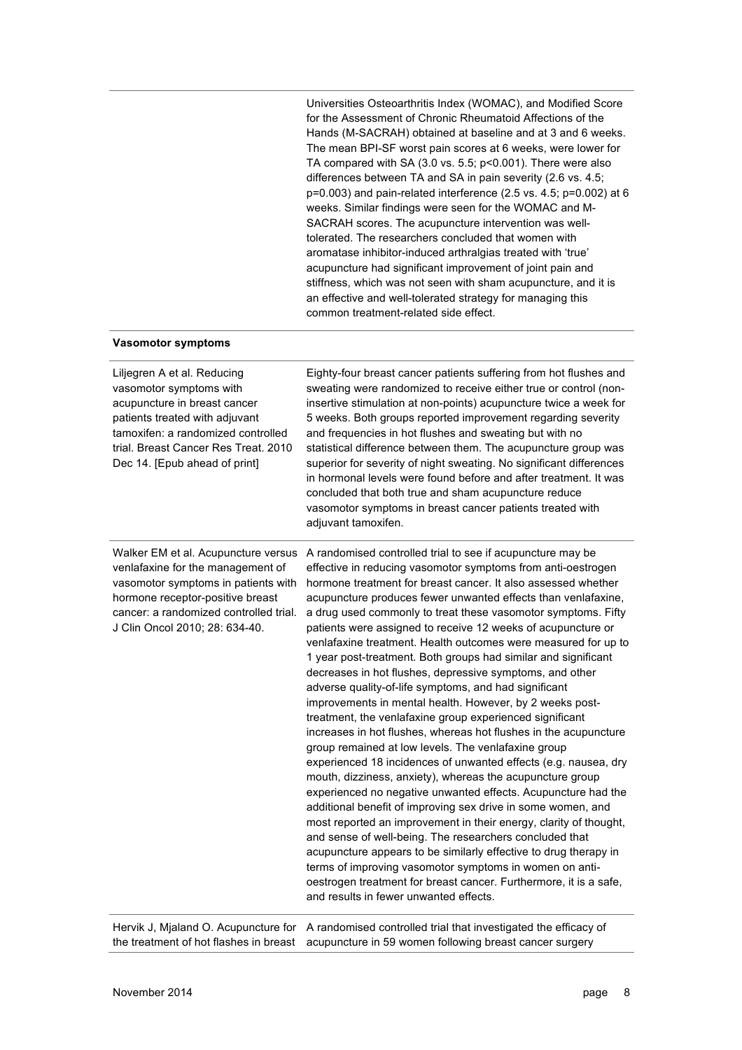| | |
|---|---|
| | Universities Osteoarthritis Index (WOMAC), and Modified Score for the Assessment of Chronic Rheumatoid Affections of the Hands (M-SACRAH) obtained at baseline and at 3 and 6 weeks. The mean BPI-SF worst pain scores at 6 weeks, were lower for TA compared with SA (3.0 vs. 5.5; $p<0.001$). There were also differences between TA and SA in pain severity (2.6 vs. 4.5; $p=0.003$) and pain-related interference (2.5 vs. 4.5; $p=0.002$) at 6 weeks. Similar findings were seen for the WOMAC and M-SACRAH scores. The acupuncture intervention was well-tolerated. The researchers concluded that women with aromatase inhibitor-induced arthralgias treated with 'true' acupuncture had significant improvement of joint pain and stiffness, which was not seen with sham acupuncture, and it is an effective and well-tolerated strategy for managing this common treatment-related side effect. |
| **Vasomotor symptoms** | |
| Liljegren A et al. Reducing vasomotor symptoms with acupuncture in breast cancer patients treated with adjuvant tamoxifen: a randomized controlled trial. Breast Cancer Res Treat. 2010 Dec 14. [Epub ahead of print] | Eighty-four breast cancer patients suffering from hot flushes and sweating were randomized to receive either true or control (non-insertive stimulation at non-points) acupuncture twice a week for 5 weeks. Both groups reported improvement regarding severity and frequencies in hot flushes and sweating but with no statistical difference between them. The acupuncture group was superior for severity of night sweating. No significant differences in hormonal levels were found before and after treatment. It was concluded that both true and sham acupuncture reduce vasomotor symptoms in breast cancer patients treated with adjuvant tamoxifen. |
| Walker EM et al. Acupuncture versus venlafaxine for the management of vasomotor symptoms in patients with hormone receptor-positive breast cancer: a randomized controlled trial. J Clin Oncol 2010; 28: 634-40. | A randomised controlled trial to see if acupuncture may be effective in reducing vasomotor symptoms from anti-oestrogen hormone treatment for breast cancer. It also assessed whether acupuncture produces fewer unwanted effects than venlafaxine, a drug used commonly to treat these vasomotor symptoms. Fifty patients were assigned to receive 12 weeks of acupuncture or venlafaxine treatment. Health outcomes were measured for up to 1 year post-treatment. Both groups had similar and significant decreases in hot flushes, depressive symptoms, and other adverse quality-of-life symptoms, and had significant improvements in mental health. However, by 2 weeks post-treatment, the venlafaxine group experienced significant increases in hot flushes, whereas hot flushes in the acupuncture group remained at low levels. The venlafaxine group experienced 18 incidences of unwanted effects (e.g. nausea, dry mouth, dizziness, anxiety), whereas the acupuncture group experienced no negative unwanted effects. Acupuncture had the additional benefit of improving sex drive in some women, and most reported an improvement in their energy, clarity of thought, and sense of well-being. The researchers concluded that acupuncture appears to be similarly effective to drug therapy in terms of improving vasomotor symptoms in women on anti-oestrogen treatment for breast cancer. Furthermore, it is a safe, and results in fewer unwanted effects. |
| Hervik J, Mjaland O. Acupuncture for the treatment of hot flashes in breast | A randomised controlled trial that investigated the efficacy of acupuncture in 59 women following breast cancer surgery |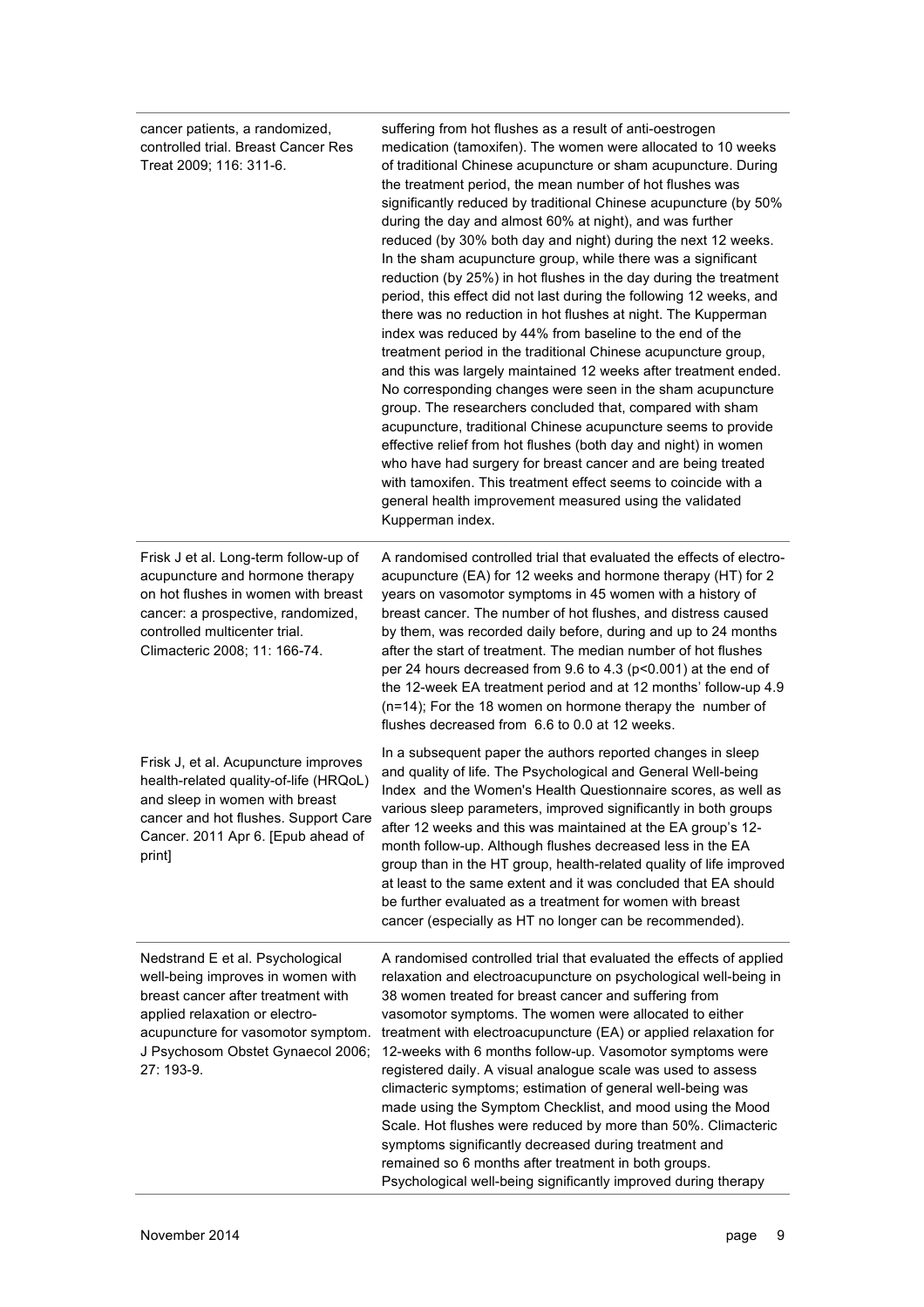| | |
|---|---|
| cancer patients, a randomized, controlled trial. Breast Cancer Res Treat 2009; 116: 311-6. | suffering from hot flushes as a result of anti-oestrogen medication (tamoxifen). The women were allocated to 10 weeks of traditional Chinese acupuncture or sham acupuncture. During the treatment period, the mean number of hot flushes was significantly reduced by traditional Chinese acupuncture (by 50% during the day and almost 60% at night), and was further reduced (by 30% both day and night) during the next 12 weeks. In the sham acupuncture group, while there was a significant reduction (by 25%) in hot flushes in the day during the treatment period, this effect did not last during the following 12 weeks, and there was no reduction in hot flushes at night. The Kupperman index was reduced by 44% from baseline to the end of the treatment period in the traditional Chinese acupuncture group, and this was largely maintained 12 weeks after treatment ended. No corresponding changes were seen in the sham acupuncture group. The researchers concluded that, compared with sham acupuncture, traditional Chinese acupuncture seems to provide effective relief from hot flushes (both day and night) in women who have had surgery for breast cancer and are being treated with tamoxifen. This treatment effect seems to coincide with a general health improvement measured using the validated Kupperman index. |
| Frisk J et al. Long-term follow-up of acupuncture and hormone therapy on hot flushes in women with breast cancer: a prospective, randomized, controlled multicenter trial. Climacteric 2008; 11: 166-74. | A randomised controlled trial that evaluated the effects of electro-acupuncture (EA) for 12 weeks and hormone therapy (HT) for 2 years on vasomotor symptoms in 45 women with a history of breast cancer. The number of hot flushes, and distress caused by them, was recorded daily before, during and up to 24 months after the start of treatment. The median number of hot flushes per 24 hours decreased from 9.6 to 4.3 ($p<0.001$) at the end of the 12-week EA treatment period and at 12 months' follow-up 4.9 (n=14); For the 18 women on hormone therapy the number of flushes decreased from 6.6 to 0.0 at 12 weeks. |
| Frisk J, et al. Acupuncture improves health-related quality-of-life (HRQoL) and sleep in women with breast cancer and hot flushes. Support Care Cancer. 2011 Apr 6. [Epub ahead of print] | In a subsequent paper the authors reported changes in sleep and quality of life. The Psychological and General Well-being Index and the Women's Health Questionnaire scores, as well as various sleep parameters, improved significantly in both groups after 12 weeks and this was maintained at the EA group's 12-month follow-up. Although flushes decreased less in the EA group than in the HT group, health-related quality of life improved at least to the same extent and it was concluded that EA should be further evaluated as a treatment for women with breast cancer (especially as HT no longer can be recommended). |
| Nedstrand E et al. Psychological well-being improves in women with breast cancer after treatment with applied relaxation or electro-acupuncture for vasomotor symptom. J Psychosom Obstet Gynaecol 2006; 27: 193-9. | A randomised controlled trial that evaluated the effects of applied relaxation and electroacupuncture on psychological well-being in 38 women treated for breast cancer and suffering from vasomotor symptoms. The women were allocated to either treatment with electroacupuncture (EA) or applied relaxation for 12-weeks with 6 months follow-up. Vasomotor symptoms were registered daily. A visual analogue scale was used to assess climacteric symptoms; estimation of general well-being was made using the Symptom Checklist, and mood using the Mood Scale. Hot flushes were reduced by more than 50%. Climacteric symptoms significantly decreased during treatment and remained so 6 months after treatment in both groups. Psychological well-being significantly improved during therapy |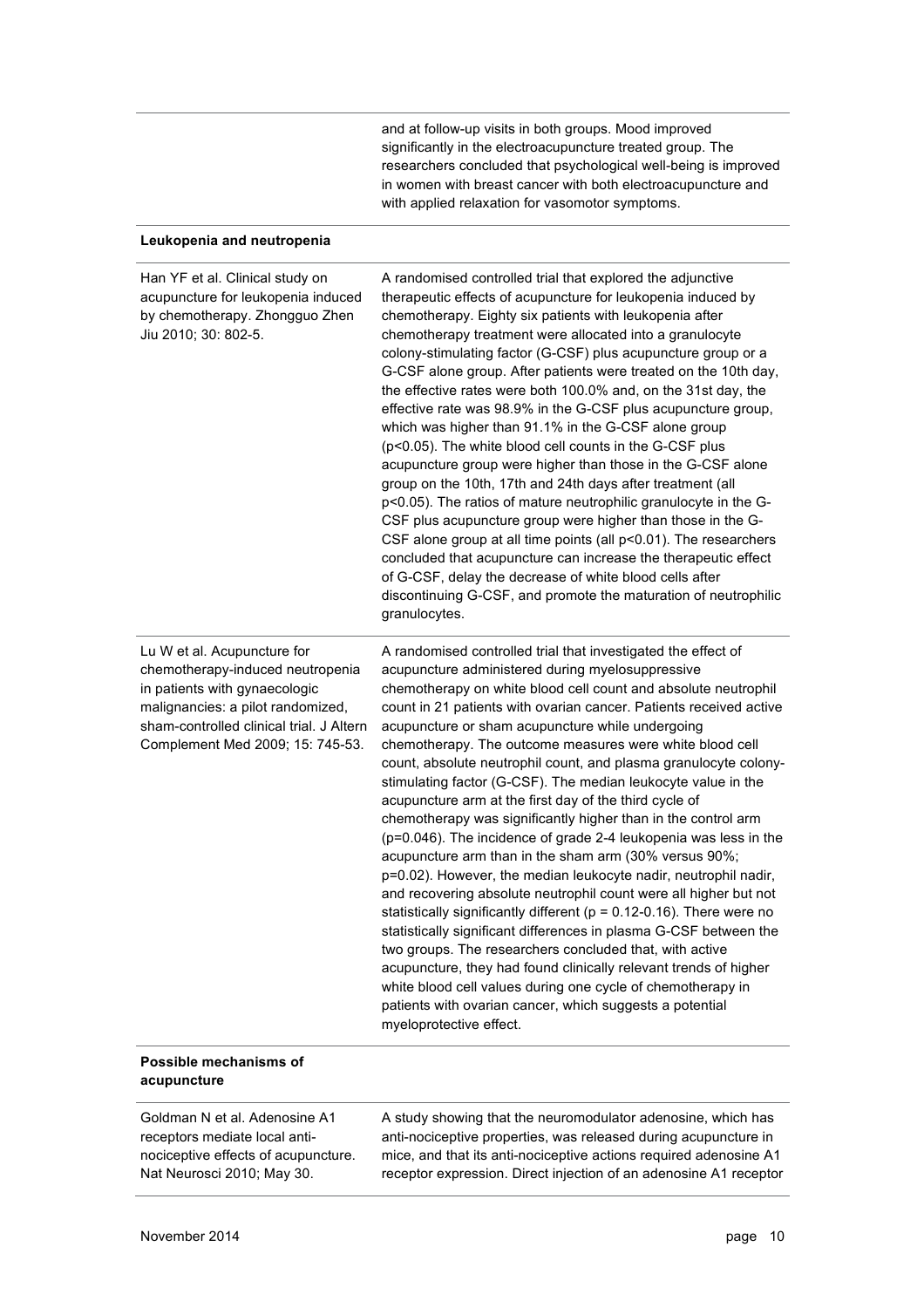| | |
|---|---|
| | and at follow-up visits in both groups. Mood improved significantly in the electroacupuncture treated group. The researchers concluded that psychological well-being is improved in women with breast cancer with both electroacupuncture and with applied relaxation for vasomotor symptoms. |
| **Leukopenia and neutropenia** | |
| Han YF et al. Clinical study on acupuncture for leukopenia induced by chemotherapy. Zhongguo Zhen Jiu 2010; 30: 802-5. | A randomised controlled trial that explored the adjunctive therapeutic effects of acupuncture for leukopenia induced by chemotherapy. Eighty six patients with leukopenia after chemotherapy treatment were allocated into a granulocyte colony-stimulating factor (G-CSF) plus acupuncture group or a G-CSF alone group. After patients were treated on the 10th day, the effective rates were both 100.0% and, on the 31st day, the effective rate was 98.9% in the G-CSF plus acupuncture group, which was higher than 91.1% in the G-CSF alone group ($p<0.05$). The white blood cell counts in the G-CSF plus acupuncture group were higher than those in the G-CSF alone group on the 10th, 17th and 24th days after treatment (all $p<0.05$). The ratios of mature neutrophilic granulocyte in the G-CSF plus acupuncture group were higher than those in the G-CSF alone group at all time points (all $p<0.01$). The researchers concluded that acupuncture can increase the therapeutic effect of G-CSF, delay the decrease of white blood cells after discontinuing G-CSF, and promote the maturation of neutrophilic granulocytes. |
| Lu W et al. Acupuncture for chemotherapy-induced neutropenia in patients with gynaecologic malignancies: a pilot randomized, sham-controlled clinical trial. J Altern Complement Med 2009; 15: 745-53. | A randomised controlled trial that investigated the effect of acupuncture administered during myelosuppressive chemotherapy on white blood cell count and absolute neutrophil count in 21 patients with ovarian cancer. Patients received active acupuncture or sham acupuncture while undergoing chemotherapy. The outcome measures were white blood cell count, absolute neutrophil count, and plasma granulocyte colony-stimulating factor (G-CSF). The median leukocyte value in the acupuncture arm at the first day of the third cycle of chemotherapy was significantly higher than in the control arm ($p=0.046$). The incidence of grade 2-4 leukopenia was less in the acupuncture arm than in the sham arm (30% versus 90%; $p=0.02$). However, the median leukocyte nadir, neutrophil nadir, and recovering absolute neutrophil count were all higher but not statistically significantly different ($p = 0.12$-$0.16$). There were no statistically significant differences in plasma G-CSF between the two groups. The researchers concluded that, with active acupuncture, they had found clinically relevant trends of higher white blood cell values during one cycle of chemotherapy in patients with ovarian cancer, which suggests a potential myeloprotective effect. |
| **Possible mechanisms of acupuncture** | |
| Goldman N et al. Adenosine A1 receptors mediate local anti-nociceptive effects of acupuncture. Nat Neurosci 2010; May 30. | A study showing that the neuromodulator adenosine, which has anti-nociceptive properties, was released during acupuncture in mice, and that its anti-nociceptive actions required adenosine A1 receptor expression. Direct injection of an adenosine A1 receptor |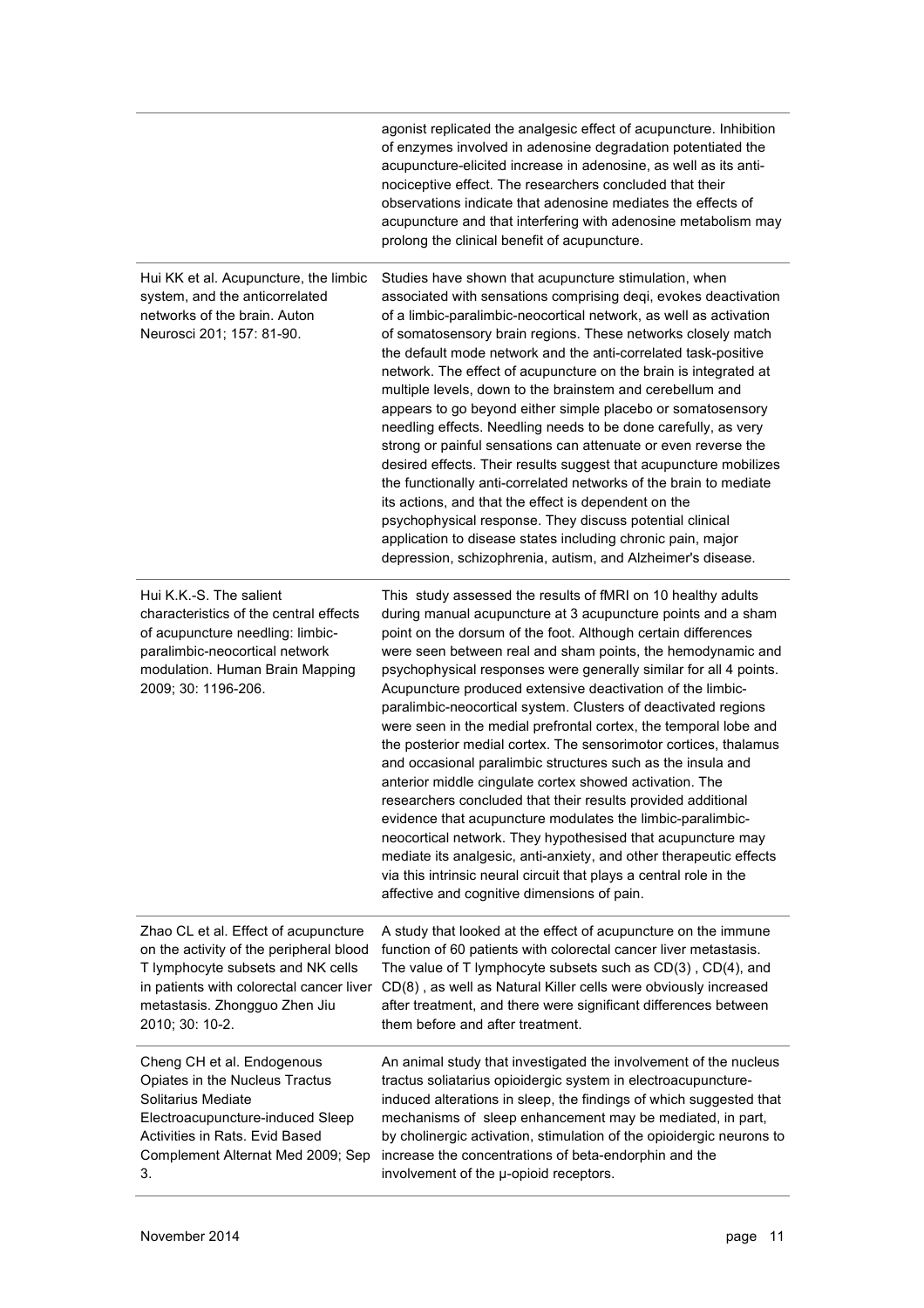| | |
|---|---|
| | agonist replicated the analgesic effect of acupuncture. Inhibition of enzymes involved in adenosine degradation potentiated the acupuncture-elicited increase in adenosine, as well as its anti-nociceptive effect. The researchers concluded that their observations indicate that adenosine mediates the effects of acupuncture and that interfering with adenosine metabolism may prolong the clinical benefit of acupuncture. |
| Hui KK et al. Acupuncture, the limbic system, and the anticorrelated networks of the brain. Auton Neurosci 201; 157: 81-90. | Studies have shown that acupuncture stimulation, when associated with sensations comprising deqi, evokes deactivation of a limbic-paralimbic-neocortical network, as well as activation of somatosensory brain regions. These networks closely match the default mode network and the anti-correlated task-positive network. The effect of acupuncture on the brain is integrated at multiple levels, down to the brainstem and cerebellum and appears to go beyond either simple placebo or somatosensory needling effects. Needling needs to be done carefully, as very strong or painful sensations can attenuate or even reverse the desired effects. Their results suggest that acupuncture mobilizes the functionally anti-correlated networks of the brain to mediate its actions, and that the effect is dependent on the psychophysical response. They discuss potential clinical application to disease states including chronic pain, major depression, schizophrenia, autism, and Alzheimer's disease. |
| Hui K.K.-S. The salient characteristics of the central effects of acupuncture needling: limbic-paralimbic-neocortical network modulation. Human Brain Mapping 2009; 30: 1196-206. | This study assessed the results of fMRI on 10 healthy adults during manual acupuncture at 3 acupuncture points and a sham point on the dorsum of the foot. Although certain differences were seen between real and sham points, the hemodynamic and psychophysical responses were generally similar for all 4 points. Acupuncture produced extensive deactivation of the limbic-paralimbic-neocortical system. Clusters of deactivated regions were seen in the medial prefrontal cortex, the temporal lobe and the posterior medial cortex. The sensorimotor cortices, thalamus and occasional paralimbic structures such as the insula and anterior middle cingulate cortex showed activation. The researchers concluded that their results provided additional evidence that acupuncture modulates the limbic-paralimbic-neocortical network. They hypothesised that acupuncture may mediate its analgesic, anti-anxiety, and other therapeutic effects via this intrinsic neural circuit that plays a central role in the affective and cognitive dimensions of pain. |
| Zhao CL et al. Effect of acupuncture on the activity of the peripheral blood T lymphocyte subsets and NK cells in patients with colorectal cancer liver metastasis. Zhongguo Zhen Jiu 2010; 30: 10-2. | A study that looked at the effect of acupuncture on the immune function of 60 patients with colorectal cancer liver metastasis. The value of T lymphocyte subsets such as CD(3) , CD(4), and CD(8) , as well as Natural Killer cells were obviously increased after treatment, and there were significant differences between them before and after treatment. |
| Cheng CH et al. Endogenous Opiates in the Nucleus Tractus Solitarius Mediate Electroacupuncture-induced Sleep Activities in Rats. Evid Based Complement Alternat Med 2009; Sep 3. | An animal study that investigated the involvement of the nucleus tractus soliatarius opioidergic system in electroacupuncture-induced alterations in sleep, the findings of which suggested that mechanisms of sleep enhancement may be mediated, in part, by cholinergic activation, stimulation of the opioidergic neurons to increase the concentrations of beta-endorphin and the involvement of the μ-opioid receptors. |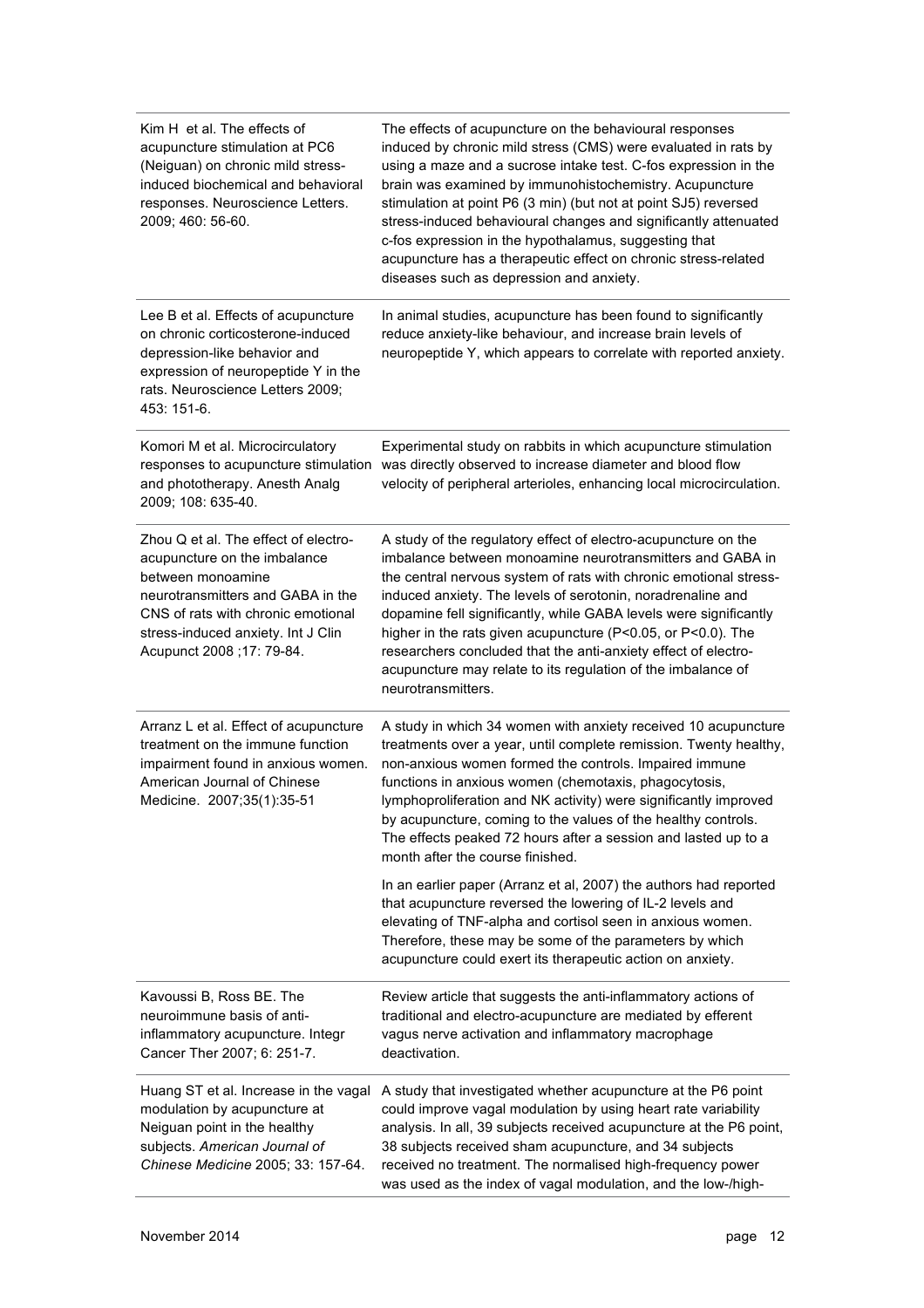| | |
|---|---|
| Kim H et al. The effects of acupuncture stimulation at PC6 (Neiguan) on chronic mild stress-induced biochemical and behavioral responses. Neuroscience Letters. 2009; 460: 56-60. | The effects of acupuncture on the behavioural responses induced by chronic mild stress (CMS) were evaluated in rats by using a maze and a sucrose intake test. C-fos expression in the brain was examined by immunohistochemistry. Acupuncture stimulation at point P6 (3 min) (but not at point SJ5) reversed stress-induced behavioural changes and significantly attenuated c-fos expression in the hypothalamus, suggesting that acupuncture has a therapeutic effect on chronic stress-related diseases such as depression and anxiety. |
| Lee B et al. Effects of acupuncture on chronic corticosterone-induced depression-like behavior and expression of neuropeptide Y in the rats. Neuroscience Letters 2009; 453: 151-6. | In animal studies, acupuncture has been found to significantly reduce anxiety-like behaviour, and increase brain levels of neuropeptide Y, which appears to correlate with reported anxiety. |
| Komori M et al. Microcirculatory responses to acupuncture stimulation and phototherapy. Anesth Analg 2009; 108: 635-40. | Experimental study on rabbits in which acupuncture stimulation was directly observed to increase diameter and blood flow velocity of peripheral arterioles, enhancing local microcirculation. |
| Zhou Q et al. The effect of electro-acupuncture on the imbalance between monoamine neurotransmitters and GABA in the CNS of rats with chronic emotional stress-induced anxiety. Int J Clin Acupunct 2008 ;17: 79-84. | A study of the regulatory effect of electro-acupuncture on the imbalance between monoamine neurotransmitters and GABA in the central nervous system of rats with chronic emotional stress-induced anxiety. The levels of serotonin, noradrenaline and dopamine fell significantly, while GABA levels were significantly higher in the rats given acupuncture ($P<0.05$, or $P<0.0$). The researchers concluded that the anti-anxiety effect of electro-acupuncture may relate to its regulation of the imbalance of neurotransmitters. |
| Arranz L et al. Effect of acupuncture treatment on the immune function impairment found in anxious women. American Journal of Chinese Medicine. 2007;35(1):35-51 | A study in which 34 women with anxiety received 10 acupuncture treatments over a year, until complete remission. Twenty healthy, non-anxious women formed the controls. Impaired immune functions in anxious women (chemotaxis, phagocytosis, lymphoproliferation and NK activity) were significantly improved by acupuncture, coming to the values of the healthy controls. The effects peaked 72 hours after a session and lasted up to a month after the course finished.<br><br>In an earlier paper (Arranz et al, 2007) the authors had reported that acupuncture reversed the lowering of IL-2 levels and elevating of TNF-alpha and cortisol seen in anxious women. Therefore, these may be some of the parameters by which acupuncture could exert its therapeutic action on anxiety. |
| Kavoussi B, Ross BE. The neuroimmune basis of anti-inflammatory acupuncture. Integr Cancer Ther 2007; 6: 251-7. | Review article that suggests the anti-inflammatory actions of traditional and electro-acupuncture are mediated by efferent vagus nerve activation and inflammatory macrophage deactivation. |
| Huang ST et al. Increase in the vagal modulation by acupuncture at Neiguan point in the healthy subjects. *American Journal of Chinese Medicine* 2005; 33: 157-64. | A study that investigated whether acupuncture at the P6 point could improve vagal modulation by using heart rate variability analysis. In all, 39 subjects received acupuncture at the P6 point, 38 subjects received sham acupuncture, and 34 subjects received no treatment. The normalised high-frequency power was used as the index of vagal modulation, and the low-/high- |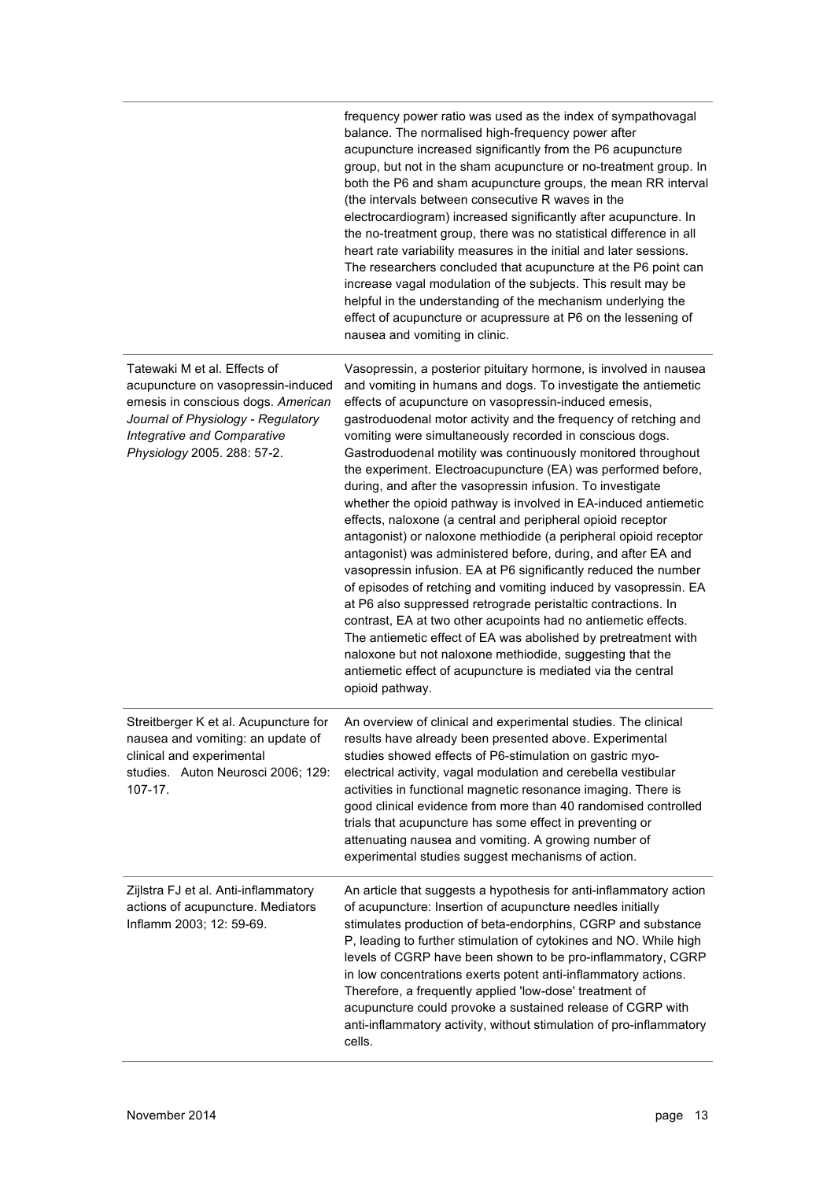| | |
|---|---|
| | frequency power ratio was used as the index of sympathovagal balance. The normalised high-frequency power after acupuncture increased significantly from the P6 acupuncture group, but not in the sham acupuncture or no-treatment group. In both the P6 and sham acupuncture groups, the mean RR interval (the intervals between consecutive R waves in the electrocardiogram) increased significantly after acupuncture. In the no-treatment group, there was no statistical difference in all heart rate variability measures in the initial and later sessions. The researchers concluded that acupuncture at the P6 point can increase vagal modulation of the subjects. This result may be helpful in the understanding of the mechanism underlying the effect of acupuncture or acupressure at P6 on the lessening of nausea and vomiting in clinic. |
| Tatewaki M et al. Effects of acupuncture on vasopressin-induced emesis in conscious dogs. *American Journal of Physiology - Regulatory Integrative and Comparative Physiology* 2005. 288: 57-2. | Vasopressin, a posterior pituitary hormone, is involved in nausea and vomiting in humans and dogs. To investigate the antiemetic effects of acupuncture on vasopressin-induced emesis, gastroduodenal motor activity and the frequency of retching and vomiting were simultaneously recorded in conscious dogs. Gastroduodenal motility was continuously monitored throughout the experiment. Electroacupuncture (EA) was performed before, during, and after the vasopressin infusion. To investigate whether the opioid pathway is involved in EA-induced antiemetic effects, naloxone (a central and peripheral opioid receptor antagonist) or naloxone methiodide (a peripheral opioid receptor antagonist) was administered before, during, and after EA and vasopressin infusion. EA at P6 significantly reduced the number of episodes of retching and vomiting induced by vasopressin. EA at P6 also suppressed retrograde peristaltic contractions. In contrast, EA at two other acupoints had no antiemetic effects. The antiemetic effect of EA was abolished by pretreatment with naloxone but not naloxone methiodide, suggesting that the antiemetic effect of acupuncture is mediated via the central opioid pathway. |
| Streitberger K et al. Acupuncture for nausea and vomiting: an update of clinical and experimental studies. Auton Neurosci 2006; 129: 107-17. | An overview of clinical and experimental studies. The clinical results have already been presented above. Experimental studies showed effects of P6-stimulation on gastric myo-electrical activity, vagal modulation and cerebella vestibular activities in functional magnetic resonance imaging. There is good clinical evidence from more than 40 randomised controlled trials that acupuncture has some effect in preventing or attenuating nausea and vomiting. A growing number of experimental studies suggest mechanisms of action. |
| Zijlstra FJ et al. Anti-inflammatory actions of acupuncture. Mediators Inflamm 2003; 12: 59-69. | An article that suggests a hypothesis for anti-inflammatory action of acupuncture: Insertion of acupuncture needles initially stimulates production of beta-endorphins, CGRP and substance P, leading to further stimulation of cytokines and NO. While high levels of CGRP have been shown to be pro-inflammatory, CGRP in low concentrations exerts potent anti-inflammatory actions. Therefore, a frequently applied 'low-dose' treatment of acupuncture could provoke a sustained release of CGRP with anti-inflammatory activity, without stimulation of pro-inflammatory cells. |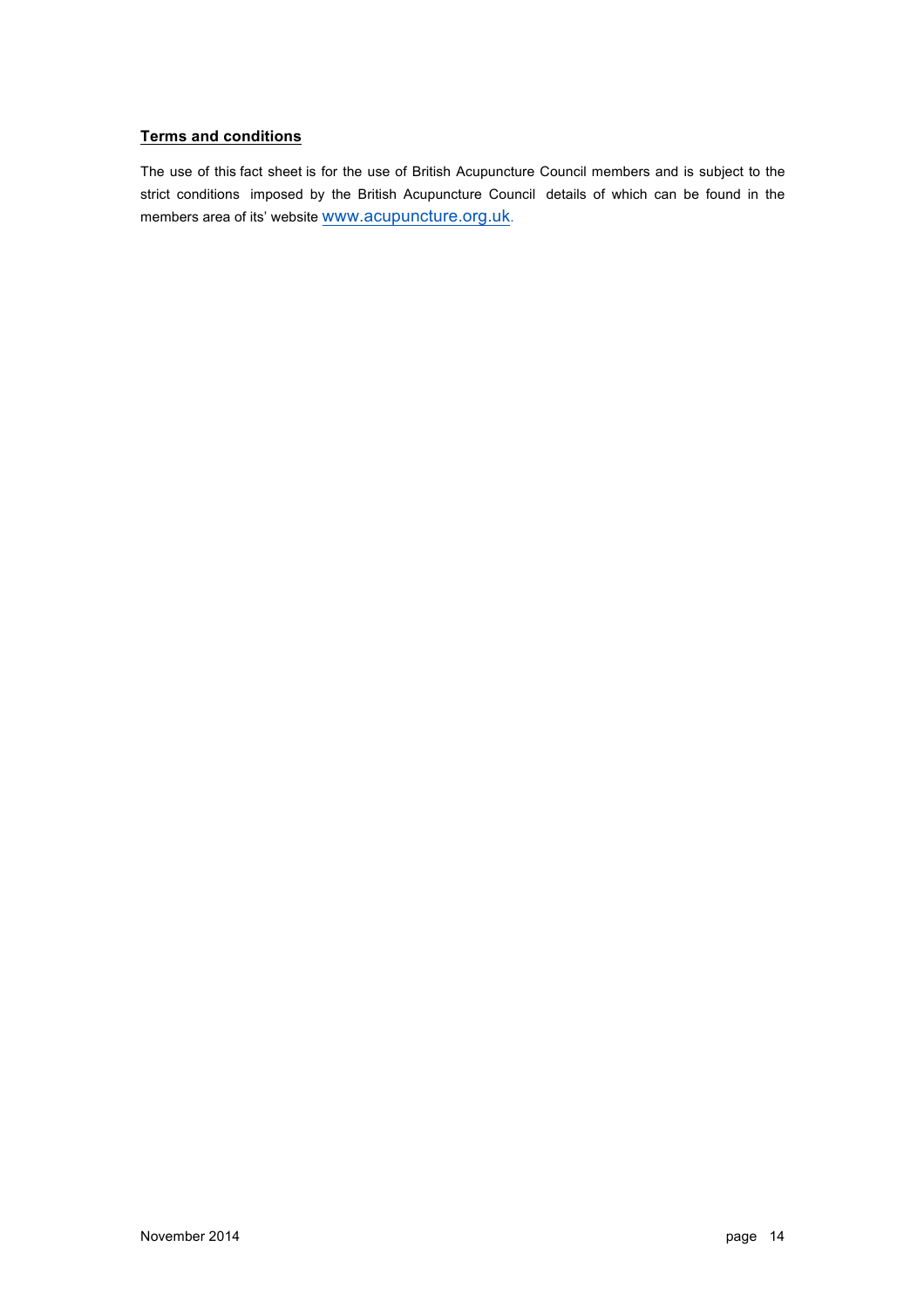**Terms and conditions**

The use of this fact sheet is for the use of British Acupuncture Council members and is subject to the strict conditions imposed by the British Acupuncture Council details of which can be found in the members area of its' website www.acupuncture.org.uk.